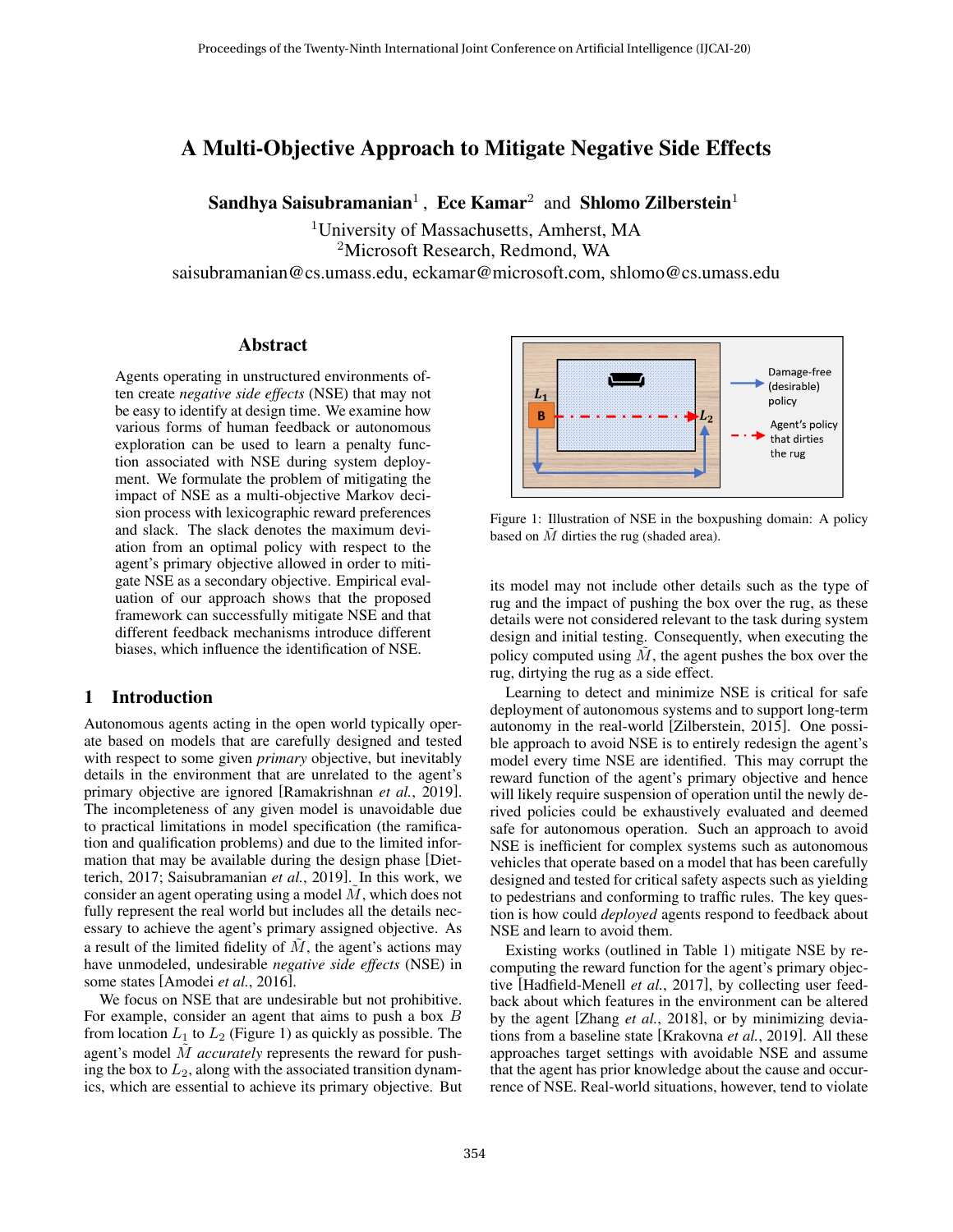# A Multi-Objective Approach to Mitigate Negative Side Effects

**Sandhya Saisubramanian**[1], **Ece Kamar**[2] and **Shlomo Zilberstein**[1]

[1]University of Massachusetts, Amherst, MA
[2]Microsoft Research, Redmond, WA
saisubramanian@cs.umass.edu, eckamar@microsoft.com, shlomo@cs.umass.edu

## Abstract

Agents operating in unstructured environments often create *negative side effects* (NSE) that may not be easy to identify at design time. We examine how various forms of human feedback or autonomous exploration can be used to learn a penalty function associated with NSE during system deployment. We formulate the problem of mitigating the impact of NSE as a multi-objective Markov decision process with lexicographic reward preferences and slack. The slack denotes the maximum deviation from an optimal policy with respect to the agent's primary objective allowed in order to mitigate NSE as a secondary objective. Empirical evaluation of our approach shows that the proposed framework can successfully mitigate NSE and that different feedback mechanisms introduce different biases, which influence the identification of NSE.

## 1 Introduction

Autonomous agents acting in the open world typically operate based on models that are carefully designed and tested with respect to some given *primary* objective, but inevitably details in the environment that are unrelated to the agent's primary objective are ignored [Ramakrishnan *et al.*, 2019]. The incompleteness of any given model is unavoidable due to practical limitations in model specification (the ramification and qualification problems) and due to the limited information that may be available during the design phase [Dietterich, 2017; Saisubramanian *et al.*, 2019]. In this work, we consider an agent operating using a model $\tilde{M}$, which does not fully represent the real world but includes all the details necessary to achieve the agent's primary assigned objective. As a result of the limited fidelity of $\tilde{M}$, the agent's actions may have unmodeled, undesirable *negative side effects* (NSE) in some states [Amodei *et al.*, 2016].

We focus on NSE that are undesirable but not prohibitive. For example, consider an agent that aims to push a box $B$ from location $L_1$ to $L_2$ (Figure 1) as quickly as possible. The agent's model $\tilde{M}$ *accurately* represents the reward for pushing the box to $L_2$, along with the associated transition dynamics, which are essential to achieve its primary objective. But

Figure 1: Illustration of NSE in the boxpushing domain: A policy based on $\tilde{M}$ dirties the rug (shaded area).

its model may not include other details such as the type of rug and the impact of pushing the box over the rug, as these details were not considered relevant to the task during system design and initial testing. Consequently, when executing the policy computed using $\tilde{M}$, the agent pushes the box over the rug, dirtying the rug as a side effect.

Learning to detect and minimize NSE is critical for safe deployment of autonomous systems and to support long-term autonomy in the real-world [Zilberstein, 2015]. One possible approach to avoid NSE is to entirely redesign the agent's model every time NSE are identified. This may corrupt the reward function of the agent's primary objective and hence will likely require suspension of operation until the newly derived policies could be exhaustively evaluated and deemed safe for autonomous operation. Such an approach to avoid NSE is inefficient for complex systems such as autonomous vehicles that operate based on a model that has been carefully designed and tested for critical safety aspects such as yielding to pedestrians and conforming to traffic rules. The key question is how could *deployed* agents respond to feedback about NSE and learn to avoid them.

Existing works (outlined in Table 1) mitigate NSE by recomputing the reward function for the agent's primary objective [Hadfield-Menell *et al.*, 2017], by collecting user feedback about which features in the environment can be altered by the agent [Zhang *et al.*, 2018], or by minimizing deviations from a baseline state [Krakovna *et al.*, 2019]. All these approaches target settings with avoidable NSE and assume that the agent has prior knowledge about the cause and occurrence of NSE. Real-world situations, however, tend to violate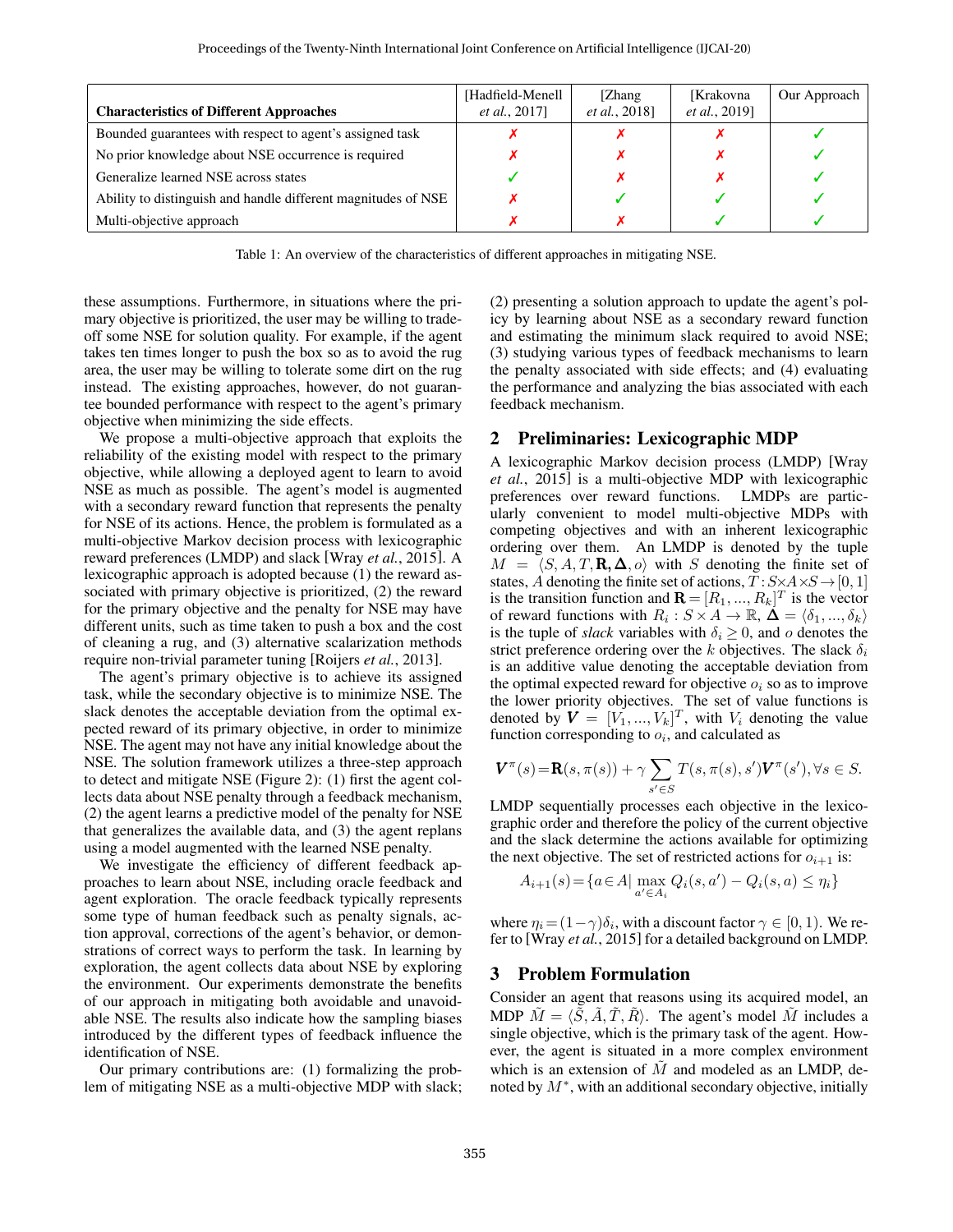| Characteristics of Different Approaches | [Hadfield-Menell *et al.*, 2017] | [Zhang *et al.*, 2018] | [Krakovna *et al.*, 2019] | Our Approach |
|---|---|---|---|---|
| Bounded guarantees with respect to agent's assigned task | ✗ | ✗ | ✗ | ✓ |
| No prior knowledge about NSE occurrence is required | ✗ | ✗ | ✗ | ✓ |
| Generalize learned NSE across states | ✓ | ✗ | ✗ | ✓ |
| Ability to distinguish and handle different magnitudes of NSE | ✗ | ✓ | ✓ | ✓ |
| Multi-objective approach | ✗ | ✗ | ✓ | ✓ |

Table 1: An overview of the characteristics of different approaches in mitigating NSE.

these assumptions. Furthermore, in situations where the primary objective is prioritized, the user may be willing to trade-off some NSE for solution quality. For example, if the agent takes ten times longer to push the box so as to avoid the rug area, the user may be willing to tolerate some dirt on the rug instead. The existing approaches, however, do not guarantee bounded performance with respect to the agent's primary objective when minimizing the side effects.

We propose a multi-objective approach that exploits the reliability of the existing model with respect to the primary objective, while allowing a deployed agent to learn to avoid NSE as much as possible. The agent's model is augmented with a secondary reward function that represents the penalty for NSE of its actions. Hence, the problem is formulated as a multi-objective Markov decision process with lexicographic reward preferences (LMDP) and slack [Wray *et al.*, 2015]. A lexicographic approach is adopted because (1) the reward associated with primary objective is prioritized, (2) the reward for the primary objective and the penalty for NSE may have different units, such as time taken to push a box and the cost of cleaning a rug, and (3) alternative scalarization methods require non-trivial parameter tuning [Roijers *et al.*, 2013].

The agent's primary objective is to achieve its assigned task, while the secondary objective is to minimize NSE. The slack denotes the acceptable deviation from the optimal expected reward of its primary objective, in order to minimize NSE. The agent may not have any initial knowledge about the NSE. The solution framework utilizes a three-step approach to detect and mitigate NSE (Figure 2): (1) first the agent collects data about NSE penalty through a feedback mechanism, (2) the agent learns a predictive model of the penalty for NSE that generalizes the available data, and (3) the agent replans using a model augmented with the learned NSE penalty.

We investigate the efficiency of different feedback approaches to learn about NSE, including oracle feedback and agent exploration. The oracle feedback typically represents some type of human feedback such as penalty signals, action approval, corrections of the agent's behavior, or demonstrations of correct ways to perform the task. In learning by exploration, the agent collects data about NSE by exploring the environment. Our experiments demonstrate the benefits of our approach in mitigating both avoidable and unavoidable NSE. The results also indicate how the sampling biases introduced by the different types of feedback influence the identification of NSE.

Our primary contributions are: (1) formalizing the problem of mitigating NSE as a multi-objective MDP with slack; (2) presenting a solution approach to update the agent's policy by learning about NSE as a secondary reward function and estimating the minimum slack required to avoid NSE; (3) studying various types of feedback mechanisms to learn the penalty associated with side effects; and (4) evaluating the performance and analyzing the bias associated with each feedback mechanism.

## 2 Preliminaries: Lexicographic MDP

A lexicographic Markov decision process (LMDP) [Wray *et al.*, 2015] is a multi-objective MDP with lexicographic preferences over reward functions. LMDPs are particularly convenient to model multi-objective MDPs with competing objectives and with an inherent lexicographic ordering over them. An LMDP is denoted by the tuple $M = \langle S, A, T, \mathbf{R}, \mathbf{\Delta}, o \rangle$ with $S$ denoting the finite set of states, $A$ denoting the finite set of actions, $T : S \times A \times S \rightarrow [0, 1]$ is the transition function and $\mathbf{R} = [R_1, ..., R_k]^T$ is the vector of reward functions with $R_i : S \times A \rightarrow \mathbb{R}$, $\mathbf{\Delta} = \langle \delta_1, ..., \delta_k \rangle$ is the tuple of *slack* variables with $\delta_i \geq 0$, and $o$ denotes the strict preference ordering over the $k$ objectives. The slack $\delta_i$ is an additive value denoting the acceptable deviation from the optimal expected reward for objective $o_i$ so as to improve the lower priority objectives. The set of value functions is denoted by $\boldsymbol{V} = [V_1, ..., V_k]^T$, with $V_i$ denoting the value function corresponding to $o_i$, and calculated as

$$\boldsymbol{V}^{\pi}(s) = \mathbf{R}(s, \pi(s)) + \gamma \sum_{s' \in S} T(s, \pi(s), s') \boldsymbol{V}^{\pi}(s'), \forall s \in S.$$

LMDP sequentially processes each objective in the lexicographic order and therefore the policy of the current objective and the slack determine the actions available for optimizing the next objective. The set of restricted actions for $o_{i+1}$ is:

$$A_{i+1}(s) = \{a \in A | \max_{a' \in A_i} Q_i(s, a') - Q_i(s, a) \leq \eta_i\}$$

where $\eta_i = (1 - \gamma)\delta_i$, with a discount factor $\gamma \in [0, 1)$. We refer to [Wray *et al.*, 2015] for a detailed background on LMDP.

## 3 Problem Formulation

Consider an agent that reasons using its acquired model, an MDP $\tilde{M} = \langle \tilde{S}, \tilde{A}, \tilde{T}, \tilde{R} \rangle$. The agent's model $\tilde{M}$ includes a single objective, which is the primary task of the agent. However, the agent is situated in a more complex environment which is an extension of $\tilde{M}$ and modeled as an LMDP, denoted by $M^*$, with an additional secondary objective, initially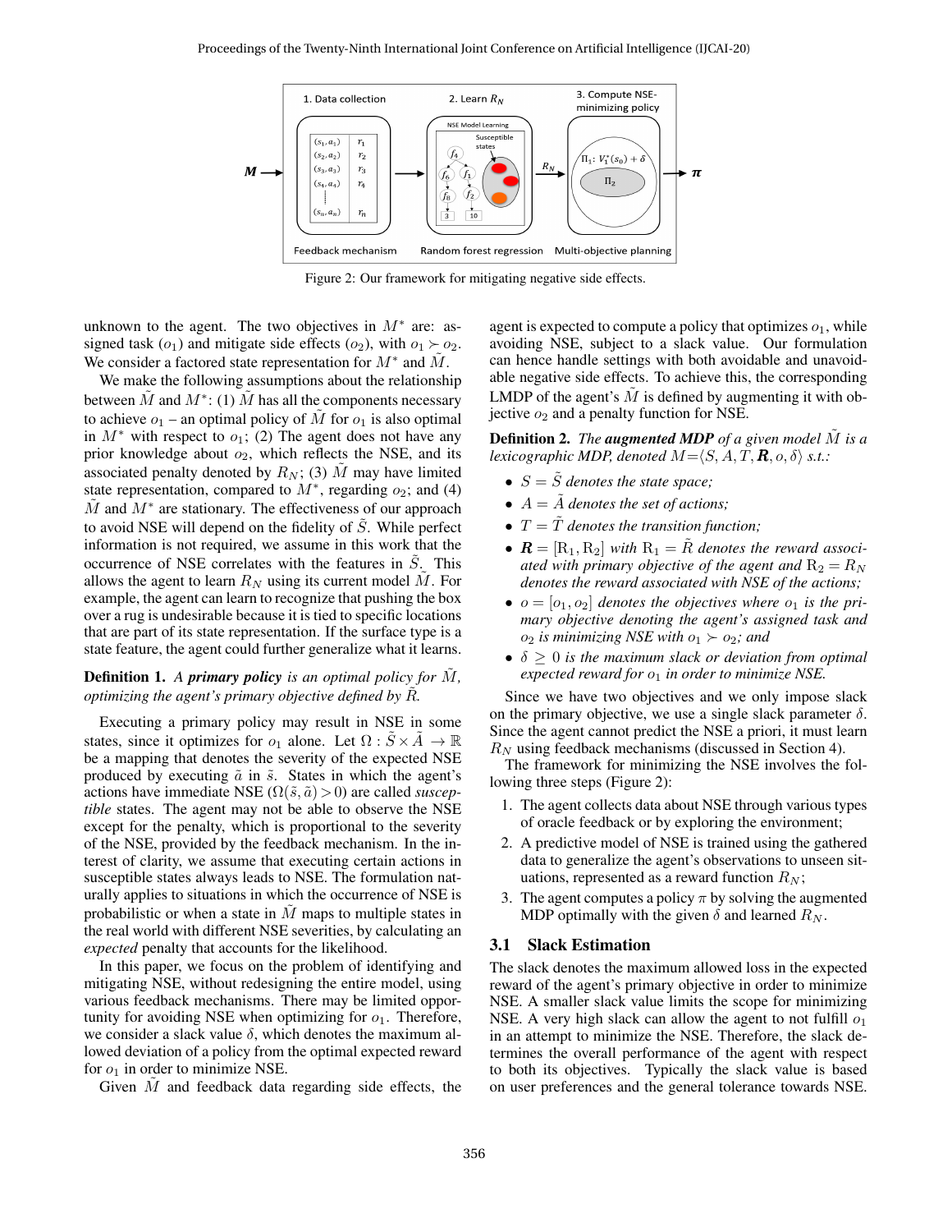Figure 2: Our framework for mitigating negative side effects.

unknown to the agent. The two objectives in $M^*$ are: assigned task ($o_1$) and mitigate side effects ($o_2$), with $o_1 \succ o_2$. We consider a factored state representation for $M^*$ and $\tilde{M}$.

We make the following assumptions about the relationship between $\tilde{M}$ and $M^*$: (1) $\tilde{M}$ has all the components necessary to achieve $o_1$ – an optimal policy of $\tilde{M}$ for $o_1$ is also optimal in $M^*$ with respect to $o_1$; (2) The agent does not have any prior knowledge about $o_2$, which reflects the NSE, and its associated penalty denoted by $R_N$; (3) $\tilde{M}$ may have limited state representation, compared to $M^*$, regarding $o_2$; and (4) $\tilde{M}$ and $M^*$ are stationary. The effectiveness of our approach to avoid NSE will depend on the fidelity of $\tilde{S}$. While perfect information is not required, we assume in this work that the occurrence of NSE correlates with the features in $\tilde{S}$. This allows the agent to learn $R_N$ using its current model $\tilde{M}$. For example, the agent can learn to recognize that pushing the box over a rug is undesirable because it is tied to specific locations that are part of its state representation. If the surface type is a state feature, the agent could further generalize what it learns.

**Definition 1.** *A* ***primary policy*** *is an optimal policy for $\tilde{M}$, optimizing the agent's primary objective defined by $\tilde{R}$.*

Executing a primary policy may result in NSE in some states, since it optimizes for $o_1$ alone. Let $\Omega : \tilde{S} \times \tilde{A} \to \mathbb{R}$ be a mapping that denotes the severity of the expected NSE produced by executing $\tilde{a}$ in $\tilde{s}$. States in which the agent's actions have immediate NSE ($\Omega(\tilde{s}, \tilde{a}) > 0$) are called *susceptible* states. The agent may not be able to observe the NSE except for the penalty, which is proportional to the severity of the NSE, provided by the feedback mechanism. In the interest of clarity, we assume that executing certain actions in susceptible states always leads to NSE. The formulation naturally applies to situations in which the occurrence of NSE is probabilistic or when a state in $\tilde{M}$ maps to multiple states in the real world with different NSE severities, by calculating an *expected* penalty that accounts for the likelihood.

In this paper, we focus on the problem of identifying and mitigating NSE, without redesigning the entire model, using various feedback mechanisms. There may be limited opportunity for avoiding NSE when optimizing for $o_1$. Therefore, we consider a slack value $\delta$, which denotes the maximum allowed deviation of a policy from the optimal expected reward for $o_1$ in order to minimize NSE.

Given $\tilde{M}$ and feedback data regarding side effects, the agent is expected to compute a policy that optimizes $o_1$, while avoiding NSE, subject to a slack value. Our formulation can hence handle settings with both avoidable and unavoidable negative side effects. To achieve this, the corresponding LMDP of the agent's $\tilde{M}$ is defined by augmenting it with objective $o_2$ and a penalty function for NSE.

**Definition 2.** *The* ***augmented MDP*** *of a given model $\tilde{M}$ is a lexicographic MDP, denoted $M = \langle S, A, T, \boldsymbol{R}, o, \delta \rangle$ s.t.:*

- *$S = \tilde{S}$ denotes the state space;*
- *$A = \tilde{A}$ denotes the set of actions;*
- *$T = \tilde{T}$ denotes the transition function;*
- *$\boldsymbol{R} = [\mathrm{R}_1, \mathrm{R}_2]$ with $\mathrm{R}_1 = \tilde{R}$ denotes the reward associated with primary objective of the agent and $\mathrm{R}_2 = R_N$ denotes the reward associated with NSE of the actions;*
- *$o = [o_1, o_2]$ denotes the objectives where $o_1$ is the primary objective denoting the agent's assigned task and $o_2$ is minimizing NSE with $o_1 \succ o_2$; and*
- *$\delta \geq 0$ is the maximum slack or deviation from optimal expected reward for $o_1$ in order to minimize NSE.*

Since we have two objectives and we only impose slack on the primary objective, we use a single slack parameter $\delta$. Since the agent cannot predict the NSE a priori, it must learn $R_N$ using feedback mechanisms (discussed in Section 4).

The framework for minimizing the NSE involves the following three steps (Figure 2):

1. The agent collects data about NSE through various types of oracle feedback or by exploring the environment;
2. A predictive model of NSE is trained using the gathered data to generalize the agent's observations to unseen situations, represented as a reward function $R_N$;
3. The agent computes a policy $\pi$ by solving the augmented MDP optimally with the given $\delta$ and learned $R_N$.

### 3.1 Slack Estimation

The slack denotes the maximum allowed loss in the expected reward of the agent's primary objective in order to minimize NSE. A smaller slack value limits the scope for minimizing NSE. A very high slack can allow the agent to not fulfill $o_1$ in an attempt to minimize the NSE. Therefore, the slack determines the overall performance of the agent with respect to both its objectives. Typically the slack value is based on user preferences and the general tolerance towards NSE.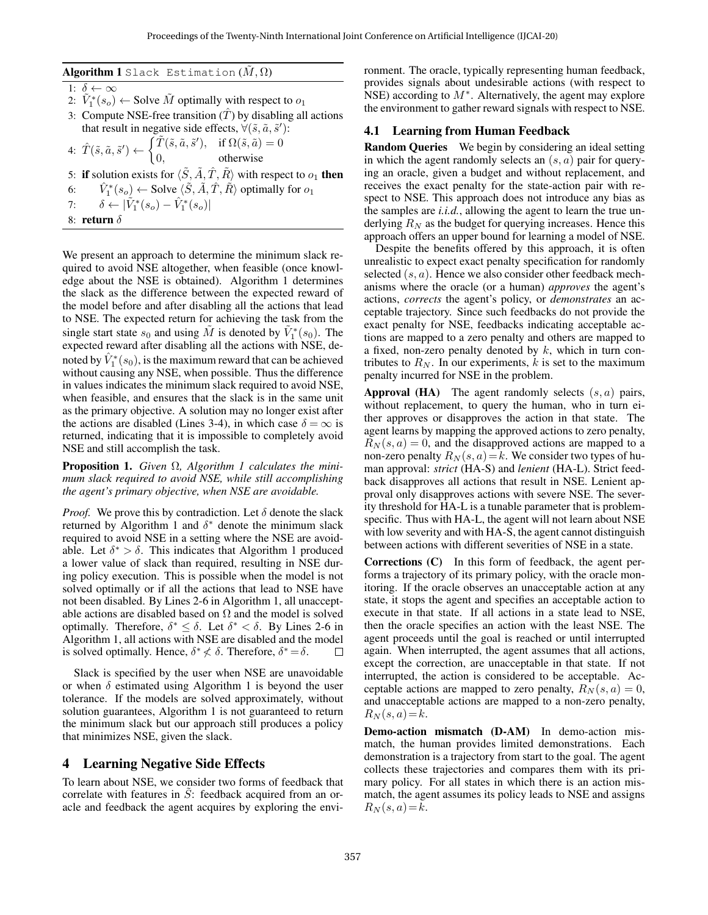**Algorithm 1** Slack Estimation $(\tilde{M}, \Omega)$

1: $\delta \leftarrow \infty$
2: $\tilde{V}_1^*(s_o) \leftarrow$ Solve $\tilde{M}$ optimally with respect to $o_1$
3: Compute NSE-free transition $(\hat{T})$ by disabling all actions that result in negative side effects, $\forall(\tilde{s}, \tilde{a}, \tilde{s}')$:
4: $\hat{T}(\tilde{s}, \tilde{a}, \tilde{s}') \leftarrow \begin{cases} \tilde{T}(\tilde{s}, \tilde{a}, \tilde{s}'), & \text{if } \Omega(\tilde{s}, \tilde{a}) = 0 \\ 0, & \text{otherwise} \end{cases}$
5: **if** solution exists for $\langle \tilde{S}, \tilde{A}, \hat{T}, \tilde{R} \rangle$ with respect to $o_1$ **then**
6: $\quad \hat{V}_1^*(s_o) \leftarrow$ Solve $\langle \tilde{S}, \tilde{A}, \hat{T}, \tilde{R} \rangle$ optimally for $o_1$
7: $\quad \delta \leftarrow |\tilde{V}_1^*(s_o) - \hat{V}_1^*(s_o)|$
8: **return** $\delta$

We present an approach to determine the minimum slack required to avoid NSE altogether, when feasible (once knowledge about the NSE is obtained). Algorithm 1 determines the slack as the difference between the expected reward of the model before and after disabling all the actions that lead to NSE. The expected return for achieving the task from the single start state $s_0$ and using $\tilde{M}$ is denoted by $\tilde{V}_1^*(s_0)$. The expected reward after disabling all the actions with NSE, denoted by $\hat{V}_1^*(s_0)$, is the maximum reward that can be achieved without causing any NSE, when possible. Thus the difference in values indicates the minimum slack required to avoid NSE, when feasible, and ensures that the slack is in the same unit as the primary objective. A solution may no longer exist after the actions are disabled (Lines 3-4), in which case $\delta = \infty$ is returned, indicating that it is impossible to completely avoid NSE and still accomplish the task.

**Proposition 1.** *Given* $\Omega$*, Algorithm 1 calculates the minimum slack required to avoid NSE, while still accomplishing the agent's primary objective, when NSE are avoidable.*

*Proof.* We prove this by contradiction. Let $\delta$ denote the slack returned by Algorithm 1 and $\delta^*$ denote the minimum slack required to avoid NSE in a setting where the NSE are avoidable. Let $\delta^* > \delta$. This indicates that Algorithm 1 produced a lower value of slack than required, resulting in NSE during policy execution. This is possible when the model is not solved optimally or if all the actions that lead to NSE have not been disabled. By Lines 2-6 in Algorithm 1, all unacceptable actions are disabled based on $\Omega$ and the model is solved optimally. Therefore, $\delta^* \leq \delta$. Let $\delta^* < \delta$. By Lines 2-6 in Algorithm 1, all actions with NSE are disabled and the model is solved optimally. Hence, $\delta^* \not< \delta$. Therefore, $\delta^* = \delta$. □

Slack is specified by the user when NSE are unavoidable or when $\delta$ estimated using Algorithm 1 is beyond the user tolerance. If the models are solved approximately, without solution guarantees, Algorithm 1 is not guaranteed to return the minimum slack but our approach still produces a policy that minimizes NSE, given the slack.

## 4 Learning Negative Side Effects

To learn about NSE, we consider two forms of feedback that correlate with features in $\tilde{S}$: feedback acquired from an oracle and feedback the agent acquires by exploring the environment. The oracle, typically representing human feedback, provides signals about undesirable actions (with respect to NSE) according to $M^*$. Alternatively, the agent may explore the environment to gather reward signals with respect to NSE.

### 4.1 Learning from Human Feedback

**Random Queries** We begin by considering an ideal setting in which the agent randomly selects an $(s, a)$ pair for querying an oracle, given a budget and without replacement, and receives the exact penalty for the state-action pair with respect to NSE. This approach does not introduce any bias as the samples are *i.i.d.*, allowing the agent to learn the true underlying $R_N$ as the budget for querying increases. Hence this approach offers an upper bound for learning a model of NSE.

Despite the benefits offered by this approach, it is often unrealistic to expect exact penalty specification for randomly selected $(s, a)$. Hence we also consider other feedback mechanisms where the oracle (or a human) *approves* the agent's actions, *corrects* the agent's policy, or *demonstrates* an acceptable trajectory. Since such feedbacks do not provide the exact penalty for NSE, feedbacks indicating acceptable actions are mapped to a zero penalty and others are mapped to a fixed, non-zero penalty denoted by $k$, which in turn contributes to $R_N$. In our experiments, $k$ is set to the maximum penalty incurred for NSE in the problem.

**Approval (HA)** The agent randomly selects $(s, a)$ pairs, without replacement, to query the human, who in turn either approves or disapproves the action in that state. The agent learns by mapping the approved actions to zero penalty, $R_N(s, a) = 0$, and the disapproved actions are mapped to a non-zero penalty $R_N(s, a) = k$. We consider two types of human approval: *strict* (HA-S) and *lenient* (HA-L). Strict feedback disapproves all actions that result in NSE. Lenient approval only disapproves actions with severe NSE. The severity threshold for HA-L is a tunable parameter that is problem-specific. Thus with HA-L, the agent will not learn about NSE with low severity and with HA-S, the agent cannot distinguish between actions with different severities of NSE in a state.

**Corrections (C)** In this form of feedback, the agent performs a trajectory of its primary policy, with the oracle monitoring. If the oracle observes an unacceptable action at any state, it stops the agent and specifies an acceptable action to execute in that state. If all actions in a state lead to NSE, then the oracle specifies an action with the least NSE. The agent proceeds until the goal is reached or until interrupted again. When interrupted, the agent assumes that all actions, except the correction, are unacceptable in that state. If not interrupted, the action is considered to be acceptable. Acceptable actions are mapped to zero penalty, $R_N(s, a) = 0$, and unacceptable actions are mapped to a non-zero penalty, $R_N(s, a) = k$.

**Demo-action mismatch (D-AM)** In demo-action mismatch, the human provides limited demonstrations. Each demonstration is a trajectory from start to the goal. The agent collects these trajectories and compares them with its primary policy. For all states in which there is an action mismatch, the agent assumes its policy leads to NSE and assigns $R_N(s, a) = k$.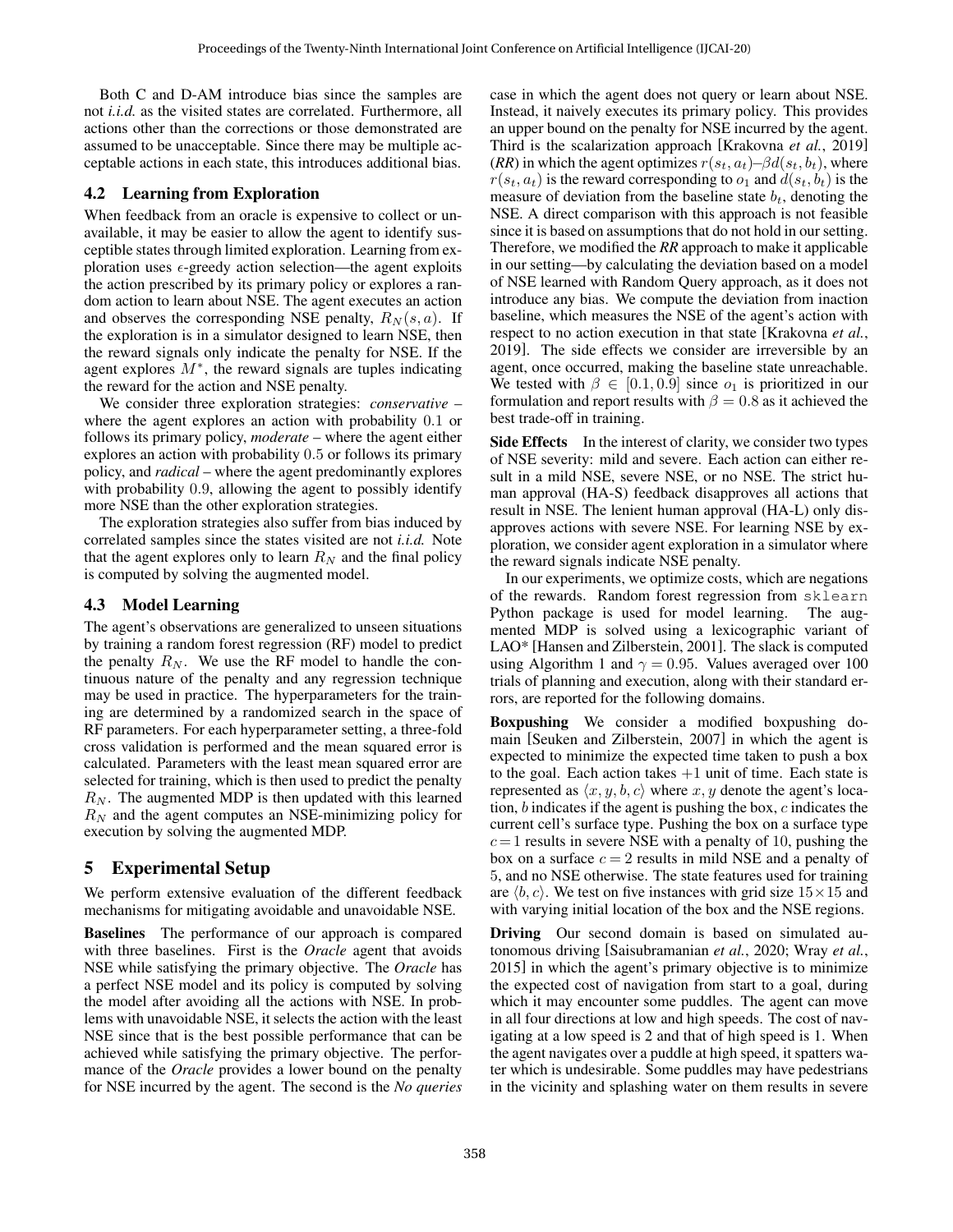Both C and D-AM introduce bias since the samples are not *i.i.d.* as the visited states are correlated. Furthermore, all actions other than the corrections or those demonstrated are assumed to be unacceptable. Since there may be multiple acceptable actions in each state, this introduces additional bias.

### 4.2 Learning from Exploration

When feedback from an oracle is expensive to collect or unavailable, it may be easier to allow the agent to identify susceptible states through limited exploration. Learning from exploration uses $\epsilon$-greedy action selection—the agent exploits the action prescribed by its primary policy or explores a random action to learn about NSE. The agent executes an action and observes the corresponding NSE penalty, $R_N(s, a)$. If the exploration is in a simulator designed to learn NSE, then the reward signals only indicate the penalty for NSE. If the agent explores $M^*$, the reward signals are tuples indicating the reward for the action and NSE penalty.

We consider three exploration strategies: *conservative* – where the agent explores an action with probability 0.1 or follows its primary policy, *moderate* – where the agent either explores an action with probability 0.5 or follows its primary policy, and *radical* – where the agent predominantly explores with probability 0.9, allowing the agent to possibly identify more NSE than the other exploration strategies.

The exploration strategies also suffer from bias induced by correlated samples since the states visited are not *i.i.d.* Note that the agent explores only to learn $R_N$ and the final policy is computed by solving the augmented model.

### 4.3 Model Learning

The agent's observations are generalized to unseen situations by training a random forest regression (RF) model to predict the penalty $R_N$. We use the RF model to handle the continuous nature of the penalty and any regression technique may be used in practice. The hyperparameters for the training are determined by a randomized search in the space of RF parameters. For each hyperparameter setting, a three-fold cross validation is performed and the mean squared error is calculated. Parameters with the least mean squared error are selected for training, which is then used to predict the penalty $R_N$. The augmented MDP is then updated with this learned $R_N$ and the agent computes an NSE-minimizing policy for execution by solving the augmented MDP.

## 5 Experimental Setup

We perform extensive evaluation of the different feedback mechanisms for mitigating avoidable and unavoidable NSE.

**Baselines** The performance of our approach is compared with three baselines. First is the *Oracle* agent that avoids NSE while satisfying the primary objective. The *Oracle* has a perfect NSE model and its policy is computed by solving the model after avoiding all the actions with NSE. In problems with unavoidable NSE, it selects the action with the least NSE since that is the best possible performance that can be achieved while satisfying the primary objective. The performance of the *Oracle* provides a lower bound on the penalty for NSE incurred by the agent. The second is the *No queries* case in which the agent does not query or learn about NSE. Instead, it naively executes its primary policy. This provides an upper bound on the penalty for NSE incurred by the agent. Third is the scalarization approach [Krakovna *et al.*, 2019] (***RR***) in which the agent optimizes $r(s_t, a_t) - \beta d(s_t, b_t)$, where $r(s_t, a_t)$ is the reward corresponding to $o_1$ and $d(s_t, b_t)$ is the measure of deviation from the baseline state $b_t$, denoting the NSE. A direct comparison with this approach is not feasible since it is based on assumptions that do not hold in our setting. Therefore, we modified the ***RR*** approach to make it applicable in our setting—by calculating the deviation based on a model of NSE learned with Random Query approach, as it does not introduce any bias. We compute the deviation from inaction baseline, which measures the NSE of the agent's action with respect to no action execution in that state [Krakovna *et al.*, 2019]. The side effects we consider are irreversible by an agent, once occurred, making the baseline state unreachable. We tested with $\beta \in [0.1, 0.9]$ since $o_1$ is prioritized in our formulation and report results with $\beta = 0.8$ as it achieved the best trade-off in training.

**Side Effects** In the interest of clarity, we consider two types of NSE severity: mild and severe. Each action can either result in a mild NSE, severe NSE, or no NSE. The strict human approval (HA-S) feedback disapproves all actions that result in NSE. The lenient human approval (HA-L) only disapproves actions with severe NSE. For learning NSE by exploration, we consider agent exploration in a simulator where the reward signals indicate NSE penalty.

In our experiments, we optimize costs, which are negations of the rewards. Random forest regression from `sklearn` Python package is used for model learning. The augmented MDP is solved using a lexicographic variant of LAO* [Hansen and Zilberstein, 2001]. The slack is computed using Algorithm 1 and $\gamma = 0.95$. Values averaged over 100 trials of planning and execution, along with their standard errors, are reported for the following domains.

**Boxpushing** We consider a modified boxpushing domain [Seuken and Zilberstein, 2007] in which the agent is expected to minimize the expected time taken to push a box to the goal. Each action takes $+1$ unit of time. Each state is represented as $\langle x, y, b, c \rangle$ where $x, y$ denote the agent's location, $b$ indicates if the agent is pushing the box, $c$ indicates the current cell's surface type. Pushing the box on a surface type $c = 1$ results in severe NSE with a penalty of 10, pushing the box on a surface $c = 2$ results in mild NSE and a penalty of 5, and no NSE otherwise. The state features used for training are $\langle b, c \rangle$. We test on five instances with grid size $15 \times 15$ and with varying initial location of the box and the NSE regions.

**Driving** Our second domain is based on simulated autonomous driving [Saisubramanian *et al.*, 2020; Wray *et al.*, 2015] in which the agent's primary objective is to minimize the expected cost of navigation from start to a goal, during which it may encounter some puddles. The agent can move in all four directions at low and high speeds. The cost of navigating at a low speed is 2 and that of high speed is 1. When the agent navigates over a puddle at high speed, it spatters water which is undesirable. Some puddles may have pedestrians in the vicinity and splashing water on them results in severe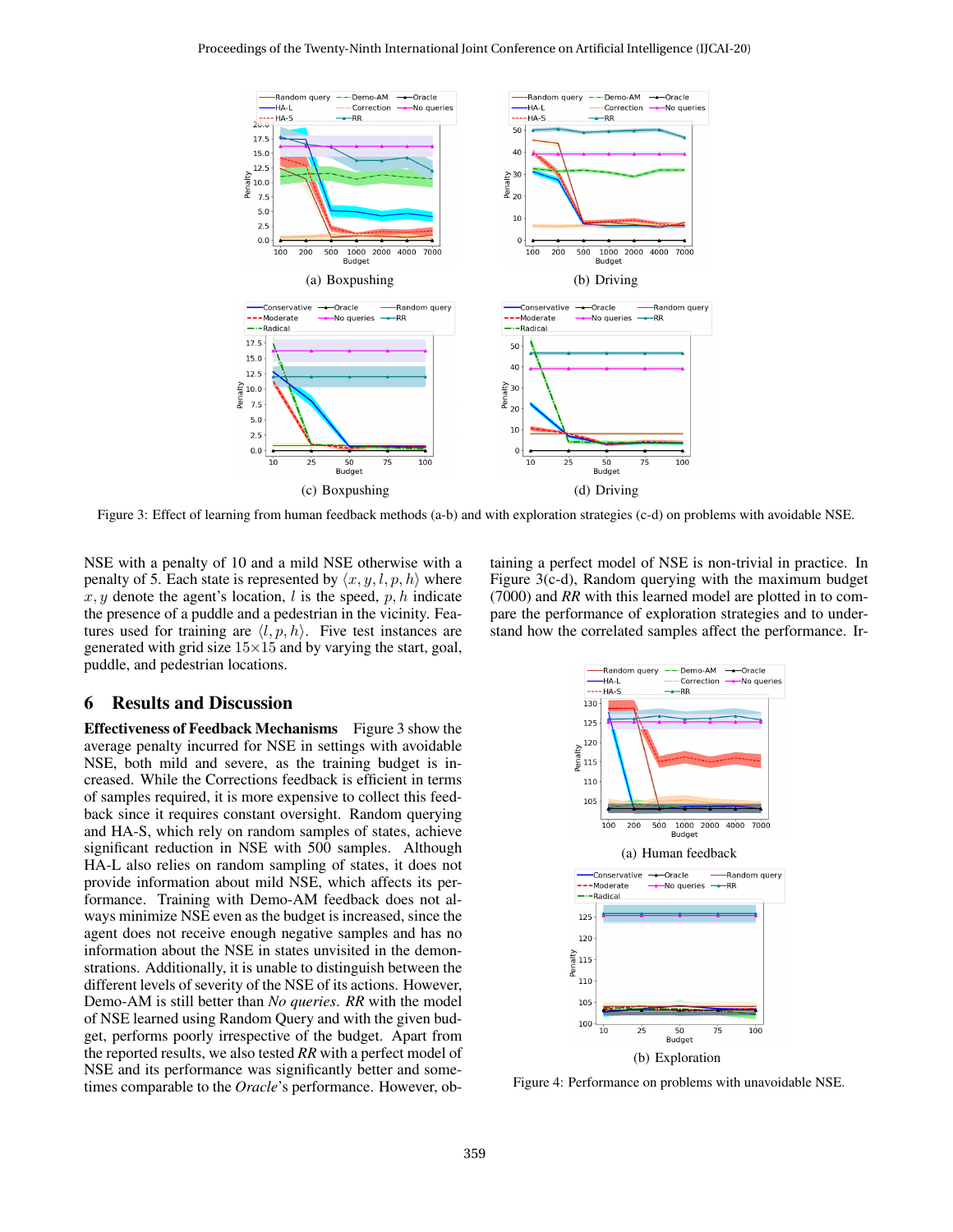Figure 3: Effect of learning from human feedback methods (a-b) and with exploration strategies (c-d) on problems with avoidable NSE.

NSE with a penalty of 10 and a mild NSE otherwise with a penalty of 5. Each state is represented by $\langle x, y, l, p, h \rangle$ where $x, y$ denote the agent's location, $l$ is the speed, $p, h$ indicate the presence of a puddle and a pedestrian in the vicinity. Features used for training are $\langle l, p, h \rangle$. Five test instances are generated with grid size $15 \times 15$ and by varying the start, goal, puddle, and pedestrian locations.

## 6 Results and Discussion

**Effectiveness of Feedback Mechanisms** Figure 3 show the average penalty incurred for NSE in settings with avoidable NSE, both mild and severe, as the training budget is increased. While the Corrections feedback is efficient in terms of samples required, it is more expensive to collect this feedback since it requires constant oversight. Random querying and HA-S, which rely on random samples of states, achieve significant reduction in NSE with 500 samples. Although HA-L also relies on random sampling of states, it does not provide information about mild NSE, which affects its performance. Training with Demo-AM feedback does not always minimize NSE even as the budget is increased, since the agent does not receive enough negative samples and has no information about the NSE in states unvisited in the demonstrations. Additionally, it is unable to distinguish between the different levels of severity of the NSE of its actions. However, Demo-AM is still better than *No queries*. *RR* with the model of NSE learned using Random Query and with the given budget, performs poorly irrespective of the budget. Apart from the reported results, we also tested *RR* with a perfect model of NSE and its performance was significantly better and sometimes comparable to the *Oracle*'s performance. However, obtaining a perfect model of NSE is non-trivial in practice. In Figure 3(c-d), Random querying with the maximum budget (7000) and *RR* with this learned model are plotted in to compare the performance of exploration strategies and to understand how the correlated samples affect the performance. Ir-

Figure 4: Performance on problems with unavoidable NSE.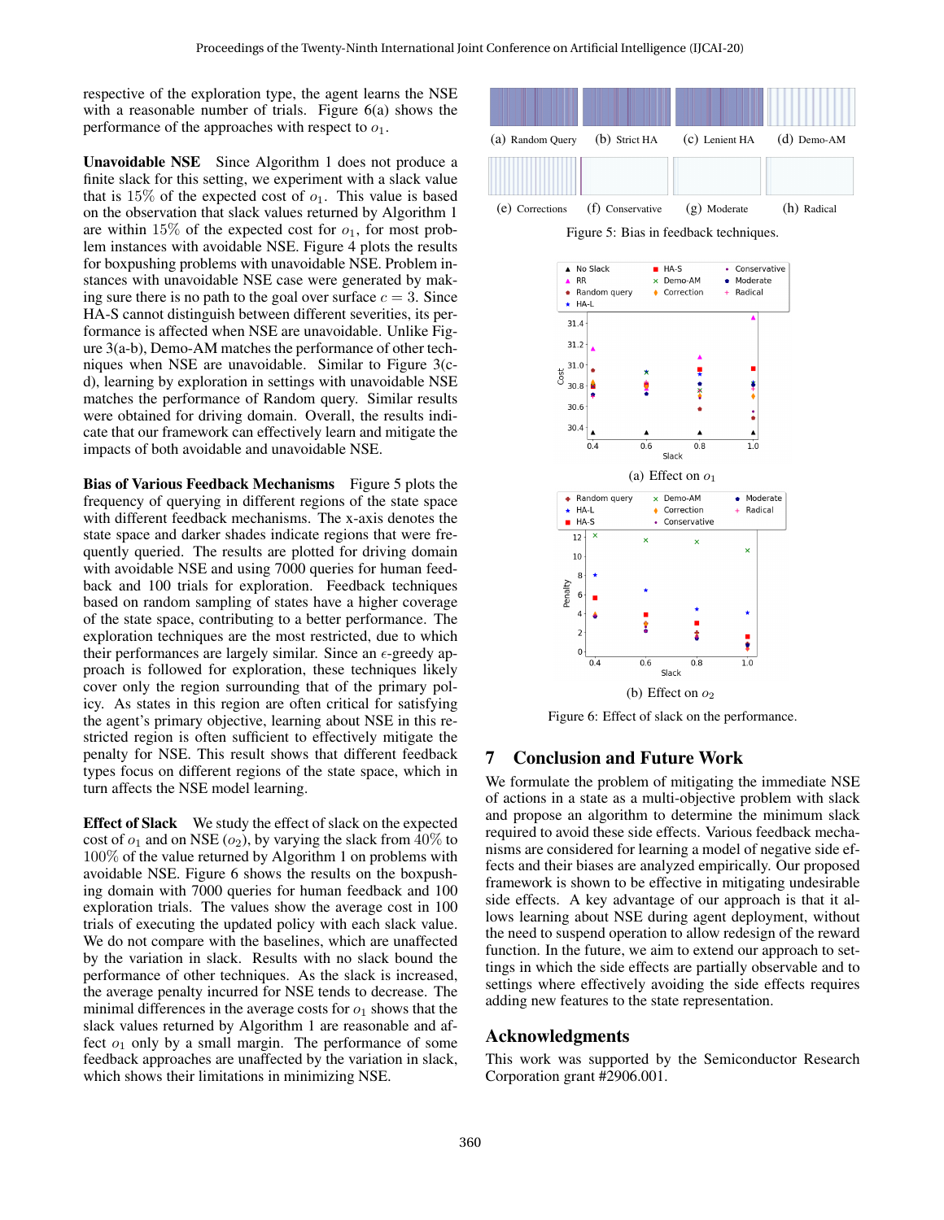respective of the exploration type, the agent learns the NSE with a reasonable number of trials. Figure 6(a) shows the performance of the approaches with respect to $o_1$.

**Unavoidable NSE** Since Algorithm 1 does not produce a finite slack for this setting, we experiment with a slack value that is 15% of the expected cost of $o_1$. This value is based on the observation that slack values returned by Algorithm 1 are within 15% of the expected cost for $o_1$, for most problem instances with avoidable NSE. Figure 4 plots the results for boxpushing problems with unavoidable NSE. Problem instances with unavoidable NSE case were generated by making sure there is no path to the goal over surface $c = 3$. Since HA-S cannot distinguish between different severities, its performance is affected when NSE are unavoidable. Unlike Figure 3(a-b), Demo-AM matches the performance of other techniques when NSE are unavoidable. Similar to Figure 3(c-d), learning by exploration in settings with unavoidable NSE matches the performance of Random query. Similar results were obtained for driving domain. Overall, the results indicate that our framework can effectively learn and mitigate the impacts of both avoidable and unavoidable NSE.

**Bias of Various Feedback Mechanisms** Figure 5 plots the frequency of querying in different regions of the state space with different feedback mechanisms. The x-axis denotes the state space and darker shades indicate regions that were frequently queried. The results are plotted for driving domain with avoidable NSE and using 7000 queries for human feedback and 100 trials for exploration. Feedback techniques based on random sampling of states have a higher coverage of the state space, contributing to a better performance. The exploration techniques are the most restricted, due to which their performances are largely similar. Since an $\epsilon$-greedy approach is followed for exploration, these techniques likely cover only the region surrounding that of the primary policy. As states in this region are often critical for satisfying the agent's primary objective, learning about NSE in this restricted region is often sufficient to effectively mitigate the penalty for NSE. This result shows that different feedback types focus on different regions of the state space, which in turn affects the NSE model learning.

**Effect of Slack** We study the effect of slack on the expected cost of $o_1$ and on NSE ($o_2$), by varying the slack from 40% to 100% of the value returned by Algorithm 1 on problems with avoidable NSE. Figure 6 shows the results on the boxpushing domain with 7000 queries for human feedback and 100 exploration trials. The values show the average cost in 100 trials of executing the updated policy with each slack value. We do not compare with the baselines, which are unaffected by the variation in slack. Results with no slack bound the performance of other techniques. As the slack is increased, the average penalty incurred for NSE tends to decrease. The minimal differences in the average costs for $o_1$ shows that the slack values returned by Algorithm 1 are reasonable and affect $o_1$ only by a small margin. The performance of some feedback approaches are unaffected by the variation in slack, which shows their limitations in minimizing NSE.

(a) Random Query (b) Strict HA (c) Lenient HA (d) Demo-AM

(e) Corrections (f) Conservative (g) Moderate (h) Radical

Figure 5: Bias in feedback techniques.

(a) Effect on $o_1$

(b) Effect on $o_2$

Figure 6: Effect of slack on the performance.

## 7 Conclusion and Future Work

We formulate the problem of mitigating the immediate NSE of actions in a state as a multi-objective problem with slack and propose an algorithm to determine the minimum slack required to avoid these side effects. Various feedback mechanisms are considered for learning a model of negative side effects and their biases are analyzed empirically. Our proposed framework is shown to be effective in mitigating undesirable side effects. A key advantage of our approach is that it allows learning about NSE during agent deployment, without the need to suspend operation to allow redesign of the reward function. In the future, we aim to extend our approach to settings in which the side effects are partially observable and to settings where effectively avoiding the side effects requires adding new features to the state representation.

## Acknowledgments

This work was supported by the Semiconductor Research Corporation grant #2906.001.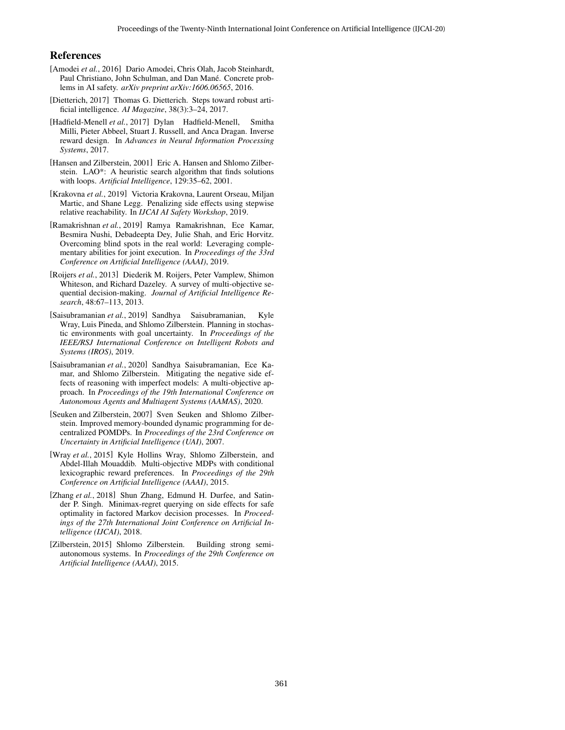## References

[Amodei *et al.*, 2016] Dario Amodei, Chris Olah, Jacob Steinhardt, Paul Christiano, John Schulman, and Dan Mané. Concrete problems in AI safety. *arXiv preprint arXiv:1606.06565*, 2016.

[Dietterich, 2017] Thomas G. Dietterich. Steps toward robust artificial intelligence. *AI Magazine*, 38(3):3–24, 2017.

[Hadfield-Menell *et al.*, 2017] Dylan Hadfield-Menell, Smitha Milli, Pieter Abbeel, Stuart J. Russell, and Anca Dragan. Inverse reward design. In *Advances in Neural Information Processing Systems*, 2017.

[Hansen and Zilberstein, 2001] Eric A. Hansen and Shlomo Zilberstein. LAO*: A heuristic search algorithm that finds solutions with loops. *Artificial Intelligence*, 129:35–62, 2001.

[Krakovna *et al.*, 2019] Victoria Krakovna, Laurent Orseau, Miljan Martic, and Shane Legg. Penalizing side effects using stepwise relative reachability. In *IJCAI AI Safety Workshop*, 2019.

[Ramakrishnan *et al.*, 2019] Ramya Ramakrishnan, Ece Kamar, Besmira Nushi, Debadeepta Dey, Julie Shah, and Eric Horvitz. Overcoming blind spots in the real world: Leveraging complementary abilities for joint execution. In *Proceedings of the 33rd Conference on Artificial Intelligence (AAAI)*, 2019.

[Roijers *et al.*, 2013] Diederik M. Roijers, Peter Vamplew, Shimon Whiteson, and Richard Dazeley. A survey of multi-objective sequential decision-making. *Journal of Artificial Intelligence Research*, 48:67–113, 2013.

[Saisubramanian *et al.*, 2019] Sandhya Saisubramanian, Kyle Wray, Luis Pineda, and Shlomo Zilberstein. Planning in stochastic environments with goal uncertainty. In *Proceedings of the IEEE/RSJ International Conference on Intelligent Robots and Systems (IROS)*, 2019.

[Saisubramanian *et al.*, 2020] Sandhya Saisubramanian, Ece Kamar, and Shlomo Zilberstein. Mitigating the negative side effects of reasoning with imperfect models: A multi-objective approach. In *Proceedings of the 19th International Conference on Autonomous Agents and Multiagent Systems (AAMAS)*, 2020.

[Seuken and Zilberstein, 2007] Sven Seuken and Shlomo Zilberstein. Improved memory-bounded dynamic programming for decentralized POMDPs. In *Proceedings of the 23rd Conference on Uncertainty in Artificial Intelligence (UAI)*, 2007.

[Wray *et al.*, 2015] Kyle Hollins Wray, Shlomo Zilberstein, and Abdel-Illah Mouaddib. Multi-objective MDPs with conditional lexicographic reward preferences. In *Proceedings of the 29th Conference on Artificial Intelligence (AAAI)*, 2015.

[Zhang *et al.*, 2018] Shun Zhang, Edmund H. Durfee, and Satinder P. Singh. Minimax-regret querying on side effects for safe optimality in factored Markov decision processes. In *Proceedings of the 27th International Joint Conference on Artificial Intelligence (IJCAI)*, 2018.

[Zilberstein, 2015] Shlomo Zilberstein. Building strong semi-autonomous systems. In *Proceedings of the 29th Conference on Artificial Intelligence (AAAI)*, 2015.